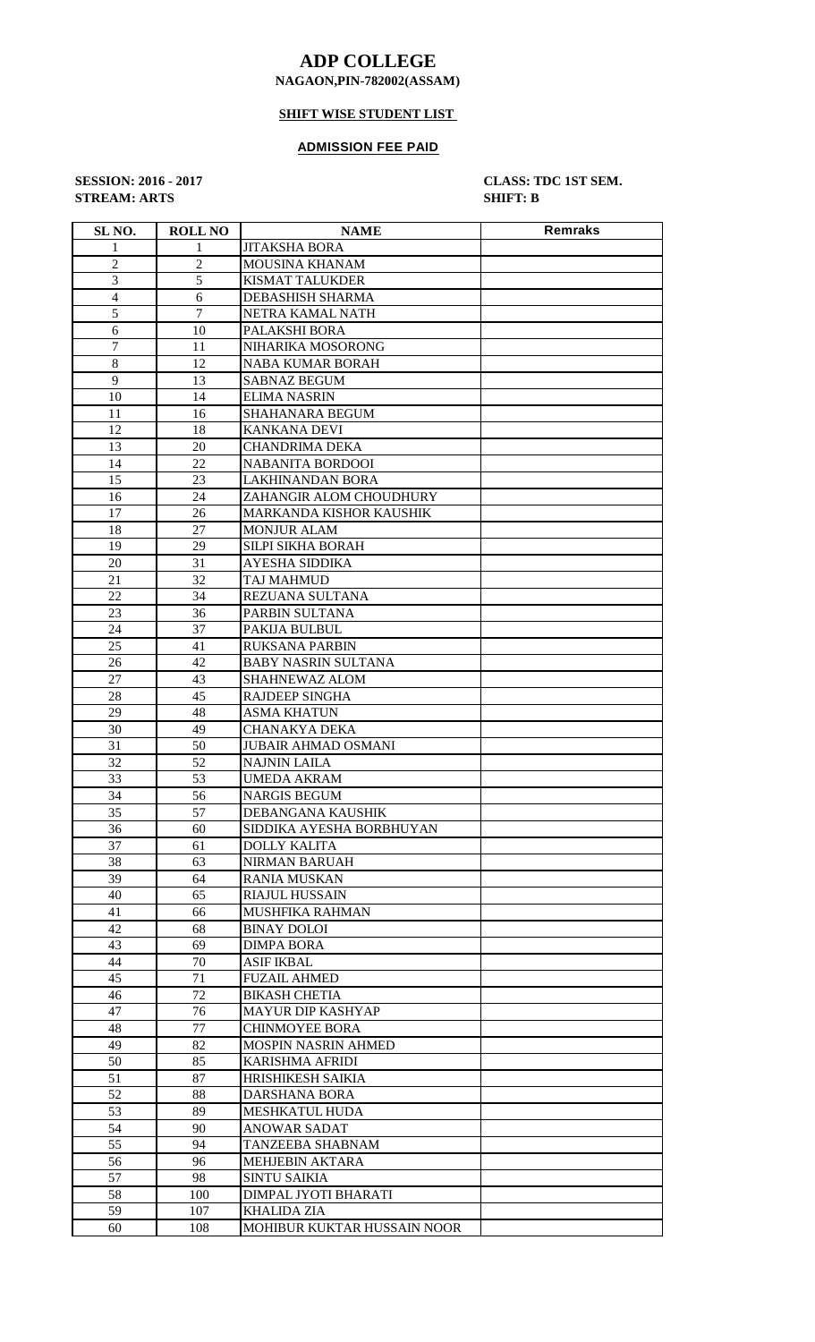# ADP COLLEGE

**NAGAON,PIN-782002(ASSAM)**

**SHIFT WISE STUDENT LIST**

**ADMISSION FEE PAID**

**SESSION: 2016 - 2017** **CLASS: TDC 1ST SEM.**
**STREAM: ARTS** **SHIFT: B**

| SL NO. | ROLL NO | NAME | Remraks |
|---|---|---|---|
| 1 | 1 | JITAKSHA BORA | |
| 2 | 2 | MOUSINA KHANAM | |
| 3 | 5 | KISMAT TALUKDER | |
| 4 | 6 | DEBASHISH SHARMA | |
| 5 | 7 | NETRA KAMAL NATH | |
| 6 | 10 | PALAKSHI BORA | |
| 7 | 11 | NIHARIKA MOSORONG | |
| 8 | 12 | NABA KUMAR BORAH | |
| 9 | 13 | SABNAZ BEGUM | |
| 10 | 14 | ELIMA NASRIN | |
| 11 | 16 | SHAHANARA BEGUM | |
| 12 | 18 | KANKANA DEVI | |
| 13 | 20 | CHANDRIMA DEKA | |
| 14 | 22 | NABANITA BORDOOI | |
| 15 | 23 | LAKHINANDAN BORA | |
| 16 | 24 | ZAHANGIR ALOM CHOUDHURY | |
| 17 | 26 | MARKANDA KISHOR KAUSHIK | |
| 18 | 27 | MONJUR ALAM | |
| 19 | 29 | SILPI SIKHA BORAH | |
| 20 | 31 | AYESHA SIDDIKA | |
| 21 | 32 | TAJ MAHMUD | |
| 22 | 34 | REZUANA SULTANA | |
| 23 | 36 | PARBIN SULTANA | |
| 24 | 37 | PAKIJA BULBUL | |
| 25 | 41 | RUKSANA PARBIN | |
| 26 | 42 | BABY NASRIN SULTANA | |
| 27 | 43 | SHAHNEWAZ ALOM | |
| 28 | 45 | RAJDEEP SINGHA | |
| 29 | 48 | ASMA KHATUN | |
| 30 | 49 | CHANAKYA DEKA | |
| 31 | 50 | JUBAIR AHMAD OSMANI | |
| 32 | 52 | NAJNIN LAILA | |
| 33 | 53 | UMEDA AKRAM | |
| 34 | 56 | NARGIS BEGUM | |
| 35 | 57 | DEBANGANA KAUSHIK | |
| 36 | 60 | SIDDIKA AYESHA BORBHUYAN | |
| 37 | 61 | DOLLY KALITA | |
| 38 | 63 | NIRMAN BARUAH | |
| 39 | 64 | RANIA MUSKAN | |
| 40 | 65 | RIAJUL HUSSAIN | |
| 41 | 66 | MUSHFIKA RAHMAN | |
| 42 | 68 | BINAY DOLOI | |
| 43 | 69 | DIMPA BORA | |
| 44 | 70 | ASIF IKBAL | |
| 45 | 71 | FUZAIL AHMED | |
| 46 | 72 | BIKASH CHETIA | |
| 47 | 76 | MAYUR DIP KASHYAP | |
| 48 | 77 | CHINMOYEE BORA | |
| 49 | 82 | MOSPIN NASRIN AHMED | |
| 50 | 85 | KARISHMA AFRIDI | |
| 51 | 87 | HRISHIKESH SAIKIA | |
| 52 | 88 | DARSHANA BORA | |
| 53 | 89 | MESHKATUL HUDA | |
| 54 | 90 | ANOWAR SADAT | |
| 55 | 94 | TANZEEBA SHABNAM | |
| 56 | 96 | MEHJEBIN AKTARA | |
| 57 | 98 | SINTU SAIKIA | |
| 58 | 100 | DIMPAL JYOTI BHARATI | |
| 59 | 107 | KHALIDA ZIA | |
| 60 | 108 | MOHIBUR KUKTAR HUSSAIN NOOR | |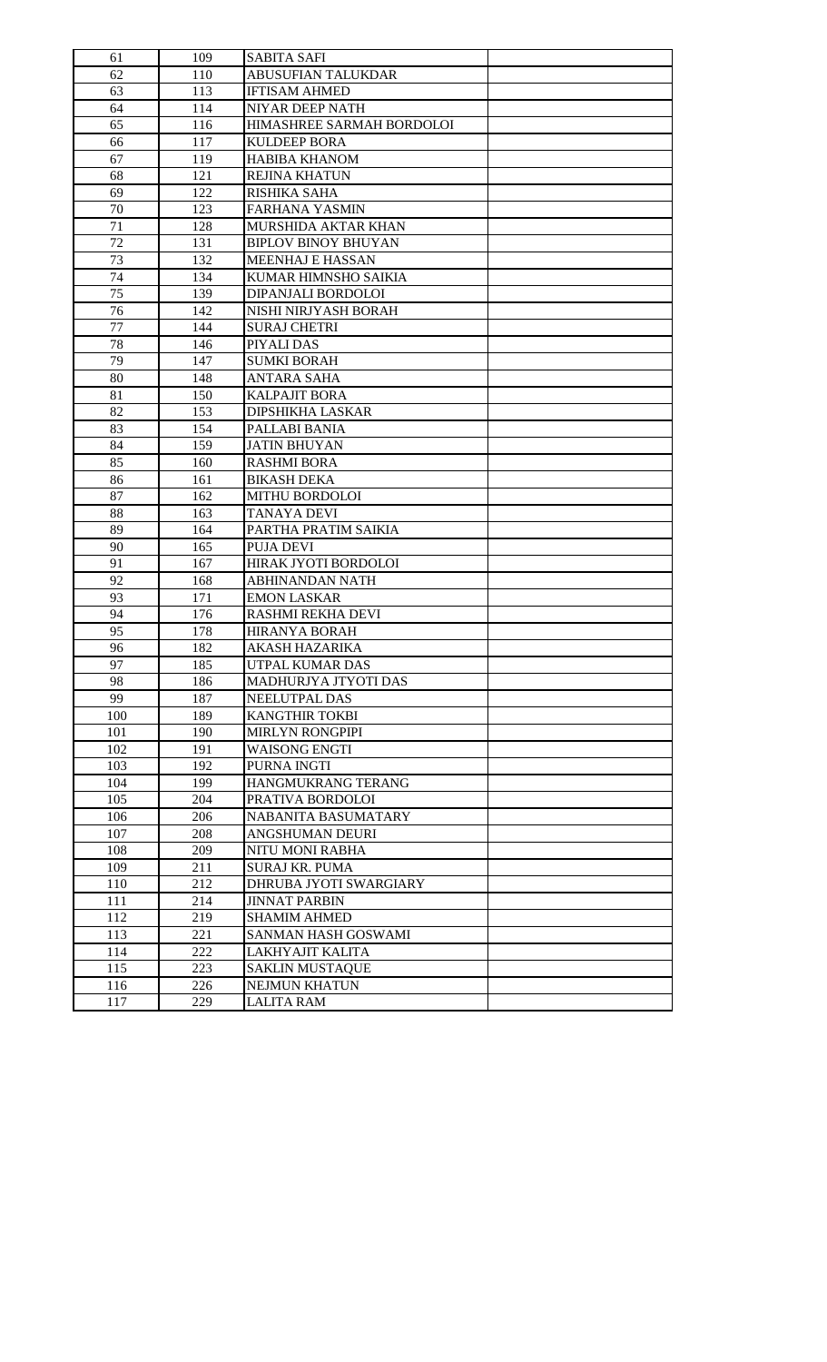| 61 | 109 | SABITA SAFI | |
|---|---|---|---|
| 62 | 110 | ABUSUFIAN TALUKDAR | |
| 63 | 113 | IFTISAM AHMED | |
| 64 | 114 | NIYAR DEEP NATH | |
| 65 | 116 | HIMASHREE SARMAH BORDOLOI | |
| 66 | 117 | KULDEEP BORA | |
| 67 | 119 | HABIBA KHANOM | |
| 68 | 121 | REJINA KHATUN | |
| 69 | 122 | RISHIKA SAHA | |
| 70 | 123 | FARHANA YASMIN | |
| 71 | 128 | MURSHIDA AKTAR KHAN | |
| 72 | 131 | BIPLOV BINOY BHUYAN | |
| 73 | 132 | MEENHAJ E HASSAN | |
| 74 | 134 | KUMAR HIMNSHO SAIKIA | |
| 75 | 139 | DIPANJALI BORDOLOI | |
| 76 | 142 | NISHI NIRJYASH BORAH | |
| 77 | 144 | SURAJ CHETRI | |
| 78 | 146 | PIYALI DAS | |
| 79 | 147 | SUMKI BORAH | |
| 80 | 148 | ANTARA SAHA | |
| 81 | 150 | KALPAJIT BORA | |
| 82 | 153 | DIPSHIKHA LASKAR | |
| 83 | 154 | PALLABI BANIA | |
| 84 | 159 | JATIN BHUYAN | |
| 85 | 160 | RASHMI BORA | |
| 86 | 161 | BIKASH DEKA | |
| 87 | 162 | MITHU BORDOLOI | |
| 88 | 163 | TANAYA DEVI | |
| 89 | 164 | PARTHA PRATIM SAIKIA | |
| 90 | 165 | PUJA DEVI | |
| 91 | 167 | HIRAK JYOTI BORDOLOI | |
| 92 | 168 | ABHINANDAN NATH | |
| 93 | 171 | EMON LASKAR | |
| 94 | 176 | RASHMI REKHA DEVI | |
| 95 | 178 | HIRANYA BORAH | |
| 96 | 182 | AKASH HAZARIKA | |
| 97 | 185 | UTPAL KUMAR DAS | |
| 98 | 186 | MADHURJYA JTYOTI DAS | |
| 99 | 187 | NEELUTPAL DAS | |
| 100 | 189 | KANGTHIR TOKBI | |
| 101 | 190 | MIRLYN RONGPIPI | |
| 102 | 191 | WAISONG ENGTI | |
| 103 | 192 | PURNA INGTI | |
| 104 | 199 | HANGMUKRANG TERANG | |
| 105 | 204 | PRATIVA BORDOLOI | |
| 106 | 206 | NABANITA BASUMATARY | |
| 107 | 208 | ANGSHUMAN DEURI | |
| 108 | 209 | NITU MONI RABHA | |
| 109 | 211 | SURAJ KR. PUMA | |
| 110 | 212 | DHRUBA JYOTI SWARGIARY | |
| 111 | 214 | JINNAT PARBIN | |
| 112 | 219 | SHAMIM AHMED | |
| 113 | 221 | SANMAN HASH GOSWAMI | |
| 114 | 222 | LAKHYAJIT KALITA | |
| 115 | 223 | SAKLIN MUSTAQUE | |
| 116 | 226 | NEJMUN KHATUN | |
| 117 | 229 | LALITA RAM | |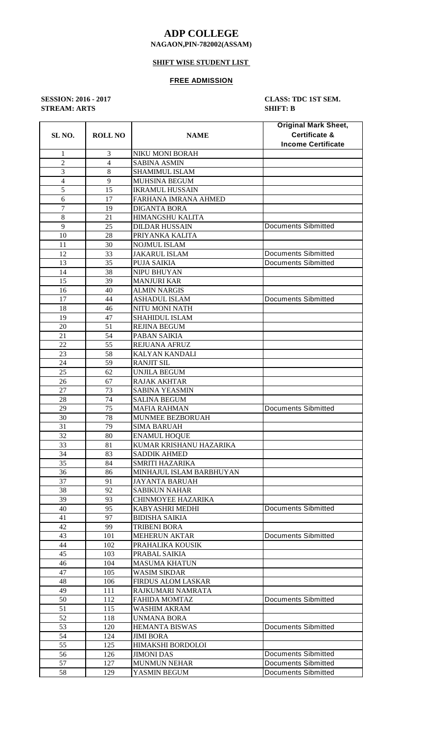# ADP COLLEGE

**NAGAON,PIN-782002(ASSAM)**

**SHIFT WISE STUDENT LIST**

**FREE ADMISSION**

**SESSION: 2016 - 2017** **CLASS: TDC 1ST SEM.**

**STREAM: ARTS** **SHIFT: B**

| SL NO. | ROLL NO | NAME | Original Mark Sheet, Certificate & Income Certificate |
|---|---|---|---|
| 1 | 3 | NIKU MONI BORAH | |
| 2 | 4 | SABINA ASMIN | |
| 3 | 8 | SHAMIMUL ISLAM | |
| 4 | 9 | MUHSINA BEGUM | |
| 5 | 15 | IKRAMUL HUSSAIN | |
| 6 | 17 | FARHANA IMRANA AHMED | |
| 7 | 19 | DIGANTA BORA | |
| 8 | 21 | HIMANGSHU KALITA | |
| 9 | 25 | DILDAR HUSSAIN | Documents Sibmitted |
| 10 | 28 | PRIYANKA KALITA | |
| 11 | 30 | NOJMUL ISLAM | |
| 12 | 33 | JAKARUL ISLAM | Documents Sibmitted |
| 13 | 35 | PUJA SAIKIA | Documents Sibmitted |
| 14 | 38 | NIPU BHUYAN | |
| 15 | 39 | MANJURI KAR | |
| 16 | 40 | ALMIN NARGIS | |
| 17 | 44 | ASHADUL ISLAM | Documents Sibmitted |
| 18 | 46 | NITU MONI NATH | |
| 19 | 47 | SHAHIDUL ISLAM | |
| 20 | 51 | REJINA BEGUM | |
| 21 | 54 | PABAN SAIKIA | |
| 22 | 55 | REJUANA AFRUZ | |
| 23 | 58 | KALYAN KANDALI | |
| 24 | 59 | RANJIT SIL | |
| 25 | 62 | UNJILA BEGUM | |
| 26 | 67 | RAJAK AKHTAR | |
| 27 | 73 | SABINA YEASMIN | |
| 28 | 74 | SALINA BEGUM | |
| 29 | 75 | MAFIA RAHMAN | Documents Sibmitted |
| 30 | 78 | MUNMEE BEZBORUAH | |
| 31 | 79 | SIMA BARUAH | |
| 32 | 80 | ENAMUL HOQUE | |
| 33 | 81 | KUMAR KRISHANU HAZARIKA | |
| 34 | 83 | SADDIK AHMED | |
| 35 | 84 | SMRITI HAZARIKA | |
| 36 | 86 | MINHAJUL ISLAM BARBHUYAN | |
| 37 | 91 | JAYANTA BARUAH | |
| 38 | 92 | SABIKUN NAHAR | |
| 39 | 93 | CHINMOYEE HAZARIKA | |
| 40 | 95 | KABYASHRI MEDHI | Documents Sibmitted |
| 41 | 97 | BIDISHA SAIKIA | |
| 42 | 99 | TRIBENI BORA | |
| 43 | 101 | MEHERUN AKTAR | Documents Sibmitted |
| 44 | 102 | PRAHALIKA KOUSIK | |
| 45 | 103 | PRABAL SAIKIA | |
| 46 | 104 | MASUMA KHATUN | |
| 47 | 105 | WASIM SIKDAR | |
| 48 | 106 | FIRDUS ALOM LASKAR | |
| 49 | 111 | RAJKUMARI NAMRATA | |
| 50 | 112 | FAHIDA MOMTAZ | Documents Sibmitted |
| 51 | 115 | WASHIM AKRAM | |
| 52 | 118 | UNMANA BORA | |
| 53 | 120 | HEMANTA BISWAS | Documents Sibmitted |
| 54 | 124 | JIMI BORA | |
| 55 | 125 | HIMAKSHI BORDOLOI | |
| 56 | 126 | JIMONI DAS | Documents Sibmitted |
| 57 | 127 | MUNMUN NEHAR | Documents Sibmitted |
| 58 | 129 | YASMIN BEGUM | Documents Sibmitted |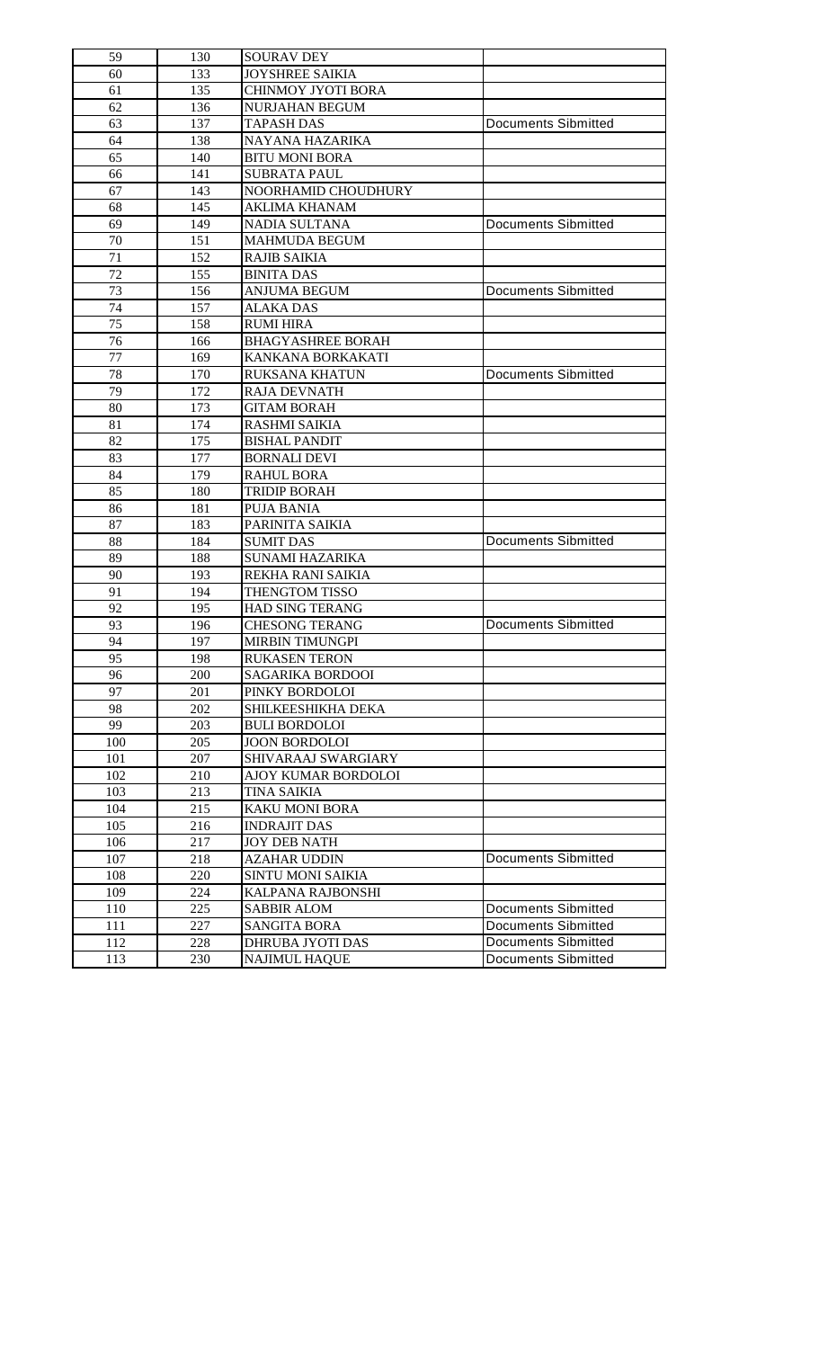| | | | |
|---|---|---|---|
| 59 | 130 | SOURAV DEY | |
| 60 | 133 | JOYSHREE SAIKIA | |
| 61 | 135 | CHINMOY JYOTI BORA | |
| 62 | 136 | NURJAHAN BEGUM | |
| 63 | 137 | TAPASH DAS | Documents Sibmitted |
| 64 | 138 | NAYANA HAZARIKA | |
| 65 | 140 | BITU MONI BORA | |
| 66 | 141 | SUBRATA PAUL | |
| 67 | 143 | NOORHAMID CHOUDHURY | |
| 68 | 145 | AKLIMA KHANAM | |
| 69 | 149 | NADIA SULTANA | Documents Sibmitted |
| 70 | 151 | MAHMUDA BEGUM | |
| 71 | 152 | RAJIB SAIKIA | |
| 72 | 155 | BINITA DAS | |
| 73 | 156 | ANJUMA BEGUM | Documents Sibmitted |
| 74 | 157 | ALAKA DAS | |
| 75 | 158 | RUMI HIRA | |
| 76 | 166 | BHAGYASHREE BORAH | |
| 77 | 169 | KANKANA BORKAKATI | |
| 78 | 170 | RUKSANA KHATUN | Documents Sibmitted |
| 79 | 172 | RAJA DEVNATH | |
| 80 | 173 | GITAM BORAH | |
| 81 | 174 | RASHMI SAIKIA | |
| 82 | 175 | BISHAL PANDIT | |
| 83 | 177 | BORNALI DEVI | |
| 84 | 179 | RAHUL BORA | |
| 85 | 180 | TRIDIP BORAH | |
| 86 | 181 | PUJA BANIA | |
| 87 | 183 | PARINITA SAIKIA | |
| 88 | 184 | SUMIT DAS | Documents Sibmitted |
| 89 | 188 | SUNAMI HAZARIKA | |
| 90 | 193 | REKHA RANI SAIKIA | |
| 91 | 194 | THENGTOM TISSO | |
| 92 | 195 | HAD SING TERANG | |
| 93 | 196 | CHESONG TERANG | Documents Sibmitted |
| 94 | 197 | MIRBIN TIMUNGPI | |
| 95 | 198 | RUKASEN TERON | |
| 96 | 200 | SAGARIKA BORDOOI | |
| 97 | 201 | PINKY BORDOLOI | |
| 98 | 202 | SHILKEESHIKHA DEKA | |
| 99 | 203 | BULI BORDOLOI | |
| 100 | 205 | JOON BORDOLOI | |
| 101 | 207 | SHIVARAAJ SWARGIARY | |
| 102 | 210 | AJOY KUMAR BORDOLOI | |
| 103 | 213 | TINA SAIKIA | |
| 104 | 215 | KAKU MONI BORA | |
| 105 | 216 | INDRAJIT DAS | |
| 106 | 217 | JOY DEB NATH | |
| 107 | 218 | AZAHAR UDDIN | Documents Sibmitted |
| 108 | 220 | SINTU MONI SAIKIA | |
| 109 | 224 | KALPANA RAJBONSHI | |
| 110 | 225 | SABBIR ALOM | Documents Sibmitted |
| 111 | 227 | SANGITA BORA | Documents Sibmitted |
| 112 | 228 | DHRUBA JYOTI DAS | Documents Sibmitted |
| 113 | 230 | NAJIMUL HAQUE | Documents Sibmitted |